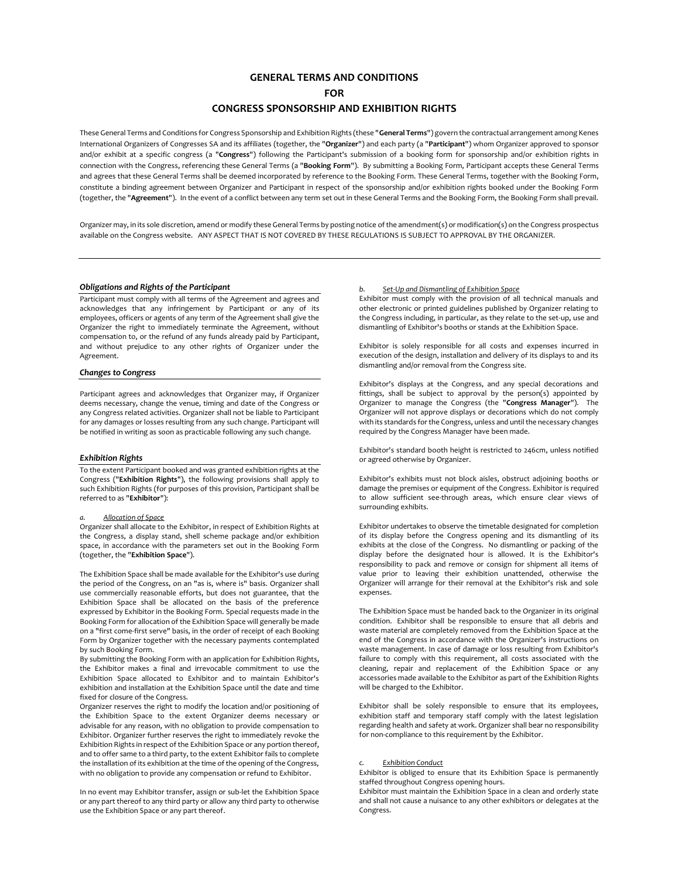# GENERAL TERMS AND CONDITIONS
# FOR
# CONGRESS SPONSORSHIP AND EXHIBITION RIGHTS

These General Terms and Conditions for Congress Sponsorship and Exhibition Rights (these "**General Terms**") govern the contractual arrangement among Kenes International Organizers of Congresses SA and its affiliates (together, the "**Organizer**") and each party (a "**Participant**") whom Organizer approved to sponsor and/or exhibit at a specific congress (a "**Congress**") following the Participant's submission of a booking form for sponsorship and/or exhibition rights in connection with the Congress, referencing these General Terms (a "**Booking Form**"). By submitting a Booking Form, Participant accepts these General Terms and agrees that these General Terms shall be deemed incorporated by reference to the Booking Form. These General Terms, together with the Booking Form, constitute a binding agreement between Organizer and Participant in respect of the sponsorship and/or exhibition rights booked under the Booking Form (together, the "**Agreement**"). In the event of a conflict between any term set out in these General Terms and the Booking Form, the Booking Form shall prevail.

Organizer may, in its sole discretion, amend or modify these General Terms by posting notice of the amendment(s) or modification(s) on the Congress prospectus available on the Congress website. ANY ASPECT THAT IS NOT COVERED BY THESE REGULATIONS IS SUBJECT TO APPROVAL BY THE ORGANIZER.

---

### *Obligations and Rights of the Participant*

Participant must comply with all terms of the Agreement and agrees and acknowledges that any infringement by Participant or any of its employees, officers or agents of any term of the Agreement shall give the Organizer the right to immediately terminate the Agreement, without compensation to, or the refund of any funds already paid by Participant, and without prejudice to any other rights of Organizer under the Agreement.

### *Changes to Congress*

Participant agrees and acknowledges that Organizer may, if Organizer deems necessary, change the venue, timing and date of the Congress or any Congress related activities. Organizer shall not be liable to Participant for any damages or losses resulting from any such change. Participant will be notified in writing as soon as practicable following any such change.

### *Exhibition Rights*

To the extent Participant booked and was granted exhibition rights at the Congress ("**Exhibition Rights**"), the following provisions shall apply to such Exhibition Rights (for purposes of this provision, Participant shall be referred to as "**Exhibitor**"):

*a. Allocation of Space*

Organizer shall allocate to the Exhibitor, in respect of Exhibition Rights at the Congress, a display stand, shell scheme package and/or exhibition space, in accordance with the parameters set out in the Booking Form (together, the "**Exhibition Space**").

The Exhibition Space shall be made available for the Exhibitor's use during the period of the Congress, on an "as is, where is" basis. Organizer shall use commercially reasonable efforts, but does not guarantee, that the Exhibition Space shall be allocated on the basis of the preference expressed by Exhibitor in the Booking Form. Special requests made in the Booking Form for allocation of the Exhibition Space will generally be made on a "first come-first serve" basis, in the order of receipt of each Booking Form by Organizer together with the necessary payments contemplated by such Booking Form.

By submitting the Booking Form with an application for Exhibition Rights, the Exhibitor makes a final and irrevocable commitment to use the Exhibition Space allocated to Exhibitor and to maintain Exhibitor's exhibition and installation at the Exhibition Space until the date and time fixed for closure of the Congress.

Organizer reserves the right to modify the location and/or positioning of the Exhibition Space to the extent Organizer deems necessary or advisable for any reason, with no obligation to provide compensation to Exhibitor. Organizer further reserves the right to immediately revoke the Exhibition Rights in respect of the Exhibition Space or any portion thereof, and to offer same to a third party, to the extent Exhibitor fails to complete the installation of its exhibition at the time of the opening of the Congress, with no obligation to provide any compensation or refund to Exhibitor.

In no event may Exhibitor transfer, assign or sub-let the Exhibition Space or any part thereof to any third party or allow any third party to otherwise use the Exhibition Space or any part thereof.

*b. Set-Up and Dismantling of Exhibition Space*

Exhibitor must comply with the provision of all technical manuals and other electronic or printed guidelines published by Organizer relating to the Congress including, in particular, as they relate to the set-up, use and dismantling of Exhibitor's booths or stands at the Exhibition Space.

Exhibitor is solely responsible for all costs and expenses incurred in execution of the design, installation and delivery of its displays to and its dismantling and/or removal from the Congress site.

Exhibitor's displays at the Congress, and any special decorations and fittings, shall be subject to approval by the person(s) appointed by Organizer to manage the Congress (the "**Congress Manager**"). The Organizer will not approve displays or decorations which do not comply with its standards for the Congress, unless and until the necessary changes required by the Congress Manager have been made.

Exhibitor's standard booth height is restricted to 246cm, unless notified or agreed otherwise by Organizer.

Exhibitor's exhibits must not block aisles, obstruct adjoining booths or damage the premises or equipment of the Congress. Exhibitor is required to allow sufficient see-through areas, which ensure clear views of surrounding exhibits.

Exhibitor undertakes to observe the timetable designated for completion of its display before the Congress opening and its dismantling of its exhibits at the close of the Congress. No dismantling or packing of the display before the designated hour is allowed. It is the Exhibitor's responsibility to pack and remove or consign for shipment all items of value prior to leaving their exhibition unattended, otherwise the Organizer will arrange for their removal at the Exhibitor's risk and sole expenses.

The Exhibition Space must be handed back to the Organizer in its original condition. Exhibitor shall be responsible to ensure that all debris and waste material are completely removed from the Exhibition Space at the end of the Congress in accordance with the Organizer's instructions on waste management. In case of damage or loss resulting from Exhibitor's failure to comply with this requirement, all costs associated with the cleaning, repair and replacement of the Exhibition Space or any accessories made available to the Exhibitor as part of the Exhibition Rights will be charged to the Exhibitor.

Exhibitor shall be solely responsible to ensure that its employees, exhibition staff and temporary staff comply with the latest legislation regarding health and safety at work. Organizer shall bear no responsibility for non-compliance to this requirement by the Exhibitor.

*c. Exhibition Conduct*

Exhibitor is obliged to ensure that its Exhibition Space is permanently staffed throughout Congress opening hours.

Exhibitor must maintain the Exhibition Space in a clean and orderly state and shall not cause a nuisance to any other exhibitors or delegates at the Congress.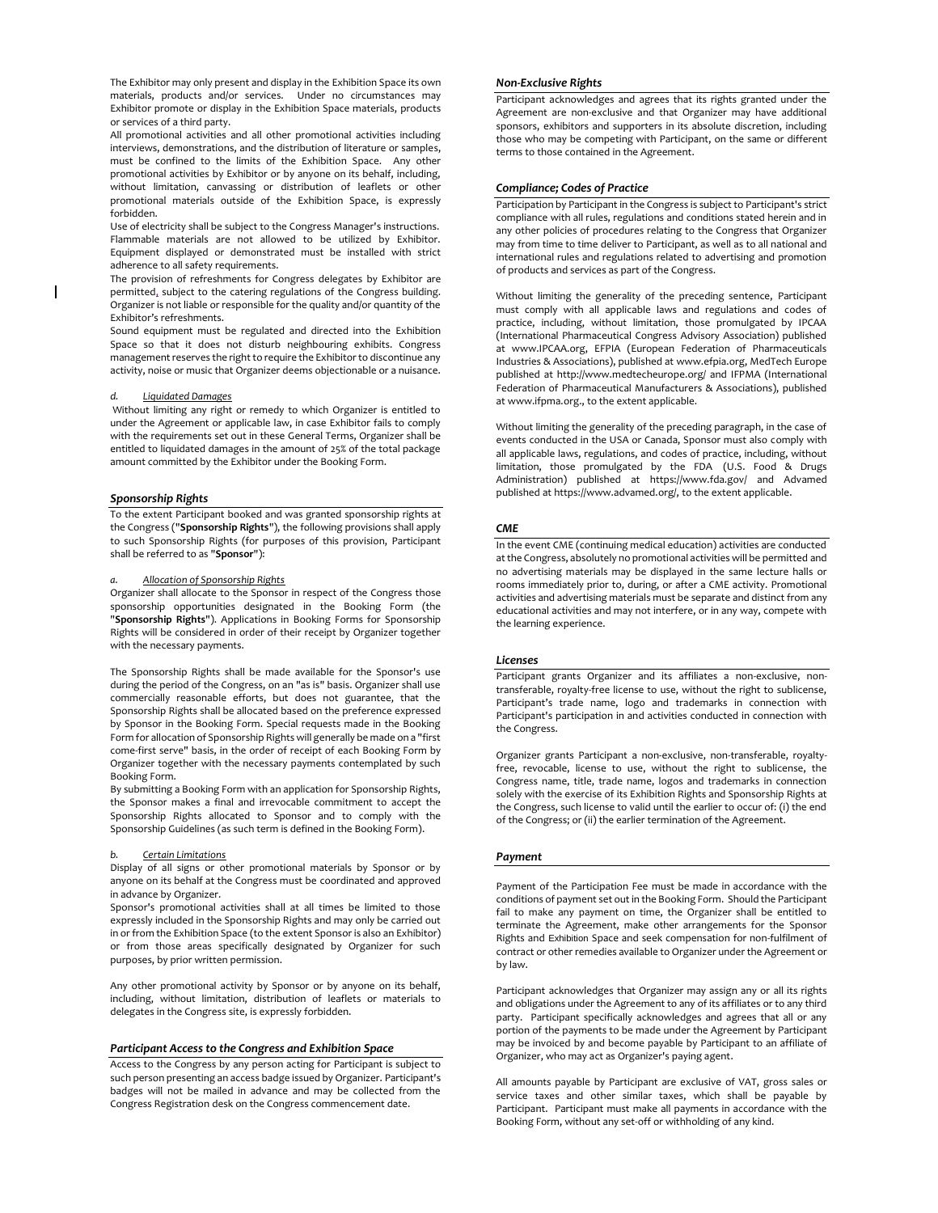The Exhibitor may only present and display in the Exhibition Space its own materials, products and/or services. Under no circumstances may Exhibitor promote or display in the Exhibition Space materials, products or services of a third party.

All promotional activities and all other promotional activities including interviews, demonstrations, and the distribution of literature or samples, must be confined to the limits of the Exhibition Space. Any other promotional activities by Exhibitor or by anyone on its behalf, including, without limitation, canvassing or distribution of leaflets or other promotional materials outside of the Exhibition Space, is expressly forbidden.

Use of electricity shall be subject to the Congress Manager's instructions. Flammable materials are not allowed to be utilized by Exhibitor. Equipment displayed or demonstrated must be installed with strict adherence to all safety requirements.

The provision of refreshments for Congress delegates by Exhibitor are permitted, subject to the catering regulations of the Congress building. Organizer is not liable or responsible for the quality and/or quantity of the Exhibitor's refreshments.

Sound equipment must be regulated and directed into the Exhibition Space so that it does not disturb neighbouring exhibits. Congress management reserves the right to require the Exhibitor to discontinue any activity, noise or music that Organizer deems objectionable or a nuisance.

*d. Liquidated Damages*

Without limiting any right or remedy to which Organizer is entitled to under the Agreement or applicable law, in case Exhibitor fails to comply with the requirements set out in these General Terms, Organizer shall be entitled to liquidated damages in the amount of 25% of the total package amount committed by the Exhibitor under the Booking Form.

### *Sponsorship Rights*

To the extent Participant booked and was granted sponsorship rights at the Congress ("**Sponsorship Rights**"), the following provisions shall apply to such Sponsorship Rights (for purposes of this provision, Participant shall be referred to as "**Sponsor**"):

*a. Allocation of Sponsorship Rights*

Organizer shall allocate to the Sponsor in respect of the Congress those sponsorship opportunities designated in the Booking Form (the "**Sponsorship Rights**"). Applications in Booking Forms for Sponsorship Rights will be considered in order of their receipt by Organizer together with the necessary payments.

The Sponsorship Rights shall be made available for the Sponsor's use during the period of the Congress, on an "as is" basis. Organizer shall use commercially reasonable efforts, but does not guarantee, that the Sponsorship Rights shall be allocated based on the preference expressed by Sponsor in the Booking Form. Special requests made in the Booking Form for allocation of Sponsorship Rights will generally be made on a "first come-first serve" basis, in the order of receipt of each Booking Form by Organizer together with the necessary payments contemplated by such Booking Form.

By submitting a Booking Form with an application for Sponsorship Rights, the Sponsor makes a final and irrevocable commitment to accept the Sponsorship Rights allocated to Sponsor and to comply with the Sponsorship Guidelines (as such term is defined in the Booking Form).

*b. Certain Limitations*

Display of all signs or other promotional materials by Sponsor or by anyone on its behalf at the Congress must be coordinated and approved in advance by Organizer.

Sponsor's promotional activities shall at all times be limited to those expressly included in the Sponsorship Rights and may only be carried out in or from the Exhibition Space (to the extent Sponsor is also an Exhibitor) or from those areas specifically designated by Organizer for such purposes, by prior written permission.

Any other promotional activity by Sponsor or by anyone on its behalf, including, without limitation, distribution of leaflets or materials to delegates in the Congress site, is expressly forbidden.

### *Participant Access to the Congress and Exhibition Space*

Access to the Congress by any person acting for Participant is subject to such person presenting an access badge issued by Organizer. Participant's badges will not be mailed in advance and may be collected from the Congress Registration desk on the Congress commencement date.

### *Non-Exclusive Rights*

Participant acknowledges and agrees that its rights granted under the Agreement are non-exclusive and that Organizer may have additional sponsors, exhibitors and supporters in its absolute discretion, including those who may be competing with Participant, on the same or different terms to those contained in the Agreement.

### *Compliance; Codes of Practice*

Participation by Participant in the Congress is subject to Participant's strict compliance with all rules, regulations and conditions stated herein and in any other policies of procedures relating to the Congress that Organizer may from time to time deliver to Participant, as well as to all national and international rules and regulations related to advertising and promotion of products and services as part of the Congress.

Without limiting the generality of the preceding sentence, Participant must comply with all applicable laws and regulations and codes of practice, including, without limitation, those promulgated by IPCAA (International Pharmaceutical Congress Advisory Association) published at www.IPCAA.org, EFPIA (European Federation of Pharmaceuticals Industries & Associations), published at www.efpia.org, MedTech Europe published at http://www.medtecheurope.org/ and IFPMA (International Federation of Pharmaceutical Manufacturers & Associations), published at www.ifpma.org., to the extent applicable.

Without limiting the generality of the preceding paragraph, in the case of events conducted in the USA or Canada, Sponsor must also comply with all applicable laws, regulations, and codes of practice, including, without limitation, those promulgated by the FDA (U.S. Food & Drugs Administration) published at https://www.fda.gov/ and Advamed published at https://www.advamed.org/, to the extent applicable.

### *CME*

In the event CME (continuing medical education) activities are conducted at the Congress, absolutely no promotional activities will be permitted and no advertising materials may be displayed in the same lecture halls or rooms immediately prior to, during, or after a CME activity. Promotional activities and advertising materials must be separate and distinct from any educational activities and may not interfere, or in any way, compete with the learning experience.

### *Licenses*

Participant grants Organizer and its affiliates a non-exclusive, non-transferable, royalty-free license to use, without the right to sublicense, Participant's trade name, logo and trademarks in connection with Participant's participation in and activities conducted in connection with the Congress.

Organizer grants Participant a non-exclusive, non-transferable, royalty-free, revocable, license to use, without the right to sublicense, the Congress name, title, trade name, logos and trademarks in connection solely with the exercise of its Exhibition Rights and Sponsorship Rights at the Congress, such license to valid until the earlier to occur of: (i) the end of the Congress; or (ii) the earlier termination of the Agreement.

### *Payment*

Payment of the Participation Fee must be made in accordance with the conditions of payment set out in the Booking Form. Should the Participant fail to make any payment on time, the Organizer shall be entitled to terminate the Agreement, make other arrangements for the Sponsor Rights and Exhibition Space and seek compensation for non-fulfilment of contract or other remedies available to Organizer under the Agreement or by law.

Participant acknowledges that Organizer may assign any or all its rights and obligations under the Agreement to any of its affiliates or to any third party. Participant specifically acknowledges and agrees that all or any portion of the payments to be made under the Agreement by Participant may be invoiced by and become payable by Participant to an affiliate of Organizer, who may act as Organizer's paying agent.

All amounts payable by Participant are exclusive of VAT, gross sales or service taxes and other similar taxes, which shall be payable by Participant. Participant must make all payments in accordance with the Booking Form, without any set-off or withholding of any kind.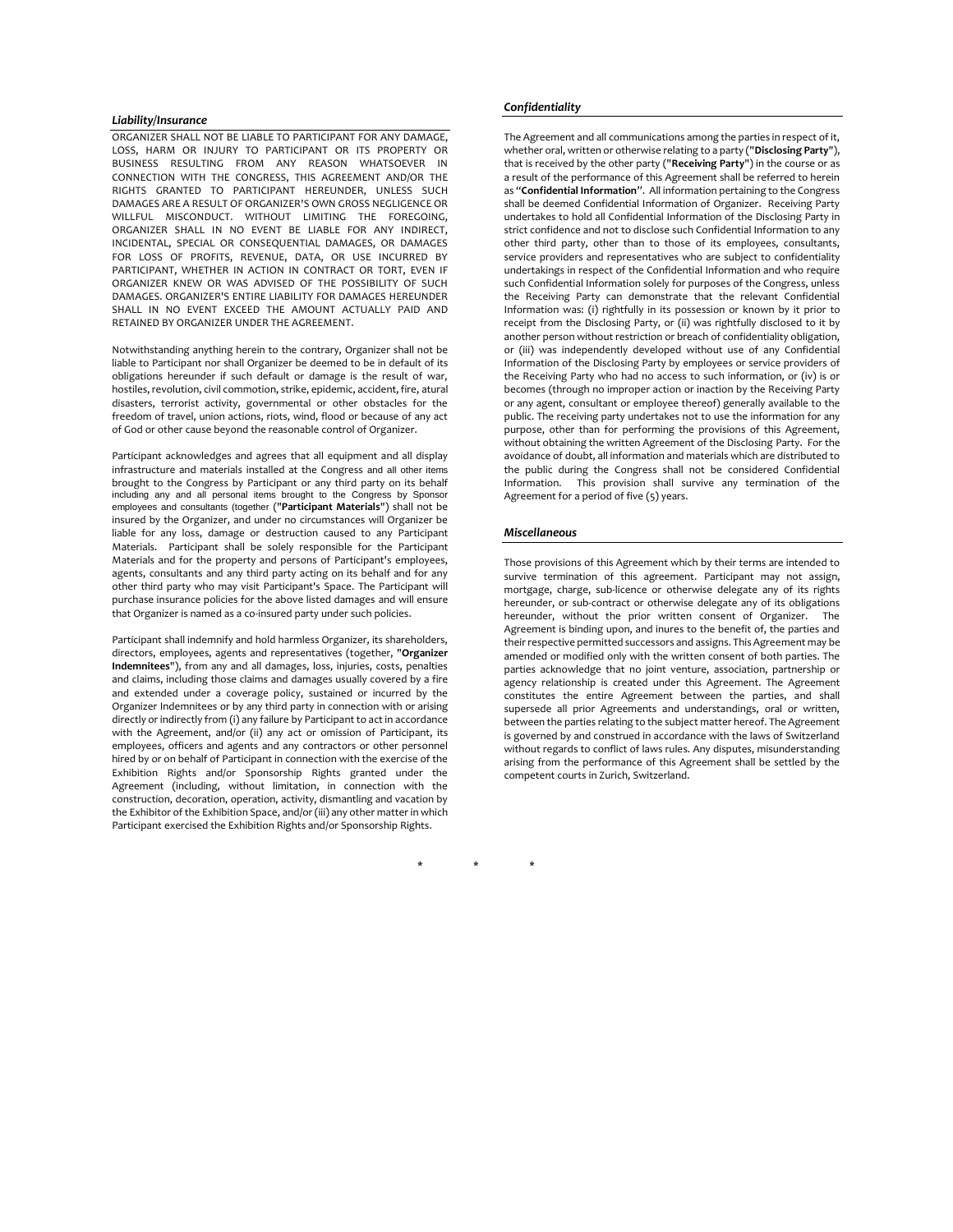### *Liability/Insurance*

ORGANIZER SHALL NOT BE LIABLE TO PARTICIPANT FOR ANY DAMAGE, LOSS, HARM OR INJURY TO PARTICIPANT OR ITS PROPERTY OR BUSINESS RESULTING FROM ANY REASON WHATSOEVER IN CONNECTION WITH THE CONGRESS, THIS AGREEMENT AND/OR THE RIGHTS GRANTED TO PARTICIPANT HEREUNDER, UNLESS SUCH DAMAGES ARE A RESULT OF ORGANIZER'S OWN GROSS NEGLIGENCE OR WILLFUL MISCONDUCT. WITHOUT LIMITING THE FOREGOING, ORGANIZER SHALL IN NO EVENT BE LIABLE FOR ANY INDIRECT, INCIDENTAL, SPECIAL OR CONSEQUENTIAL DAMAGES, OR DAMAGES FOR LOSS OF PROFITS, REVENUE, DATA, OR USE INCURRED BY PARTICIPANT, WHETHER IN ACTION IN CONTRACT OR TORT, EVEN IF ORGANIZER KNEW OR WAS ADVISED OF THE POSSIBILITY OF SUCH DAMAGES. ORGANIZER'S ENTIRE LIABILITY FOR DAMAGES HEREUNDER SHALL IN NO EVENT EXCEED THE AMOUNT ACTUALLY PAID AND RETAINED BY ORGANIZER UNDER THE AGREEMENT.

Notwithstanding anything herein to the contrary, Organizer shall not be liable to Participant nor shall Organizer be deemed to be in default of its obligations hereunder if such default or damage is the result of war, hostiles, revolution, civil commotion, strike, epidemic, accident, fire, atural disasters, terrorist activity, governmental or other obstacles for the freedom of travel, union actions, riots, wind, flood or because of any act of God or other cause beyond the reasonable control of Organizer.

Participant acknowledges and agrees that all equipment and all display infrastructure and materials installed at the Congress and all other items brought to the Congress by Participant or any third party on its behalf including any and all personal items brought to the Congress by Sponsor employees and consultants (together (**"Participant Materials"**) shall not be insured by the Organizer, and under no circumstances will Organizer be liable for any loss, damage or destruction caused to any Participant Materials. Participant shall be solely responsible for the Participant Materials and for the property and persons of Participant's employees, agents, consultants and any third party acting on its behalf and for any other third party who may visit Participant's Space. The Participant will purchase insurance policies for the above listed damages and will ensure that Organizer is named as a co-insured party under such policies.

Participant shall indemnify and hold harmless Organizer, its shareholders, directors, employees, agents and representatives (together, **"Organizer Indemnitees"**), from any and all damages, loss, injuries, costs, penalties and claims, including those claims and damages usually covered by a fire and extended under a coverage policy, sustained or incurred by the Organizer Indemnitees or by any third party in connection with or arising directly or indirectly from (i) any failure by Participant to act in accordance with the Agreement, and/or (ii) any act or omission of Participant, its employees, officers and agents and any contractors or other personnel hired by or on behalf of Participant in connection with the exercise of the Exhibition Rights and/or Sponsorship Rights granted under the Agreement (including, without limitation, in connection with the construction, decoration, operation, activity, dismantling and vacation by the Exhibitor of the Exhibition Space, and/or (iii) any other matter in which Participant exercised the Exhibition Rights and/or Sponsorship Rights.

### *Confidentiality*

The Agreement and all communications among the parties in respect of it, whether oral, written or otherwise relating to a party (**"Disclosing Party"**), that is received by the other party (**"Receiving Party"**) in the course or as a result of the performance of this Agreement shall be referred to herein as **"Confidential Information"**. All information pertaining to the Congress shall be deemed Confidential Information of Organizer. Receiving Party undertakes to hold all Confidential Information of the Disclosing Party in strict confidence and not to disclose such Confidential Information to any other third party, other than to those of its employees, consultants, service providers and representatives who are subject to confidentiality undertakings in respect of the Confidential Information and who require such Confidential Information solely for purposes of the Congress, unless the Receiving Party can demonstrate that the relevant Confidential Information was: (i) rightfully in its possession or known by it prior to receipt from the Disclosing Party, or (ii) was rightfully disclosed to it by another person without restriction or breach of confidentiality obligation, or (iii) was independently developed without use of any Confidential Information of the Disclosing Party by employees or service providers of the Receiving Party who had no access to such information, or (iv) is or becomes (through no improper action or inaction by the Receiving Party or any agent, consultant or employee thereof) generally available to the public. The receiving party undertakes not to use the information for any purpose, other than for performing the provisions of this Agreement, without obtaining the written Agreement of the Disclosing Party. For the avoidance of doubt, all information and materials which are distributed to the public during the Congress shall not be considered Confidential Information. This provision shall survive any termination of the Agreement for a period of five (5) years.

### *Miscellaneous*

Those provisions of this Agreement which by their terms are intended to survive termination of this agreement. Participant may not assign, mortgage, charge, sub-licence or otherwise delegate any of its rights hereunder, or sub-contract or otherwise delegate any of its obligations hereunder, without the prior written consent of Organizer. The Agreement is binding upon, and inures to the benefit of, the parties and their respective permitted successors and assigns. This Agreement may be amended or modified only with the written consent of both parties. The parties acknowledge that no joint venture, association, partnership or agency relationship is created under this Agreement. The Agreement constitutes the entire Agreement between the parties, and shall supersede all prior Agreements and understandings, oral or written, between the parties relating to the subject matter hereof. The Agreement is governed by and construed in accordance with the laws of Switzerland without regards to conflict of laws rules. Any disputes, misunderstanding arising from the performance of this Agreement shall be settled by the competent courts in Zurich, Switzerland.

\*  \*  \*